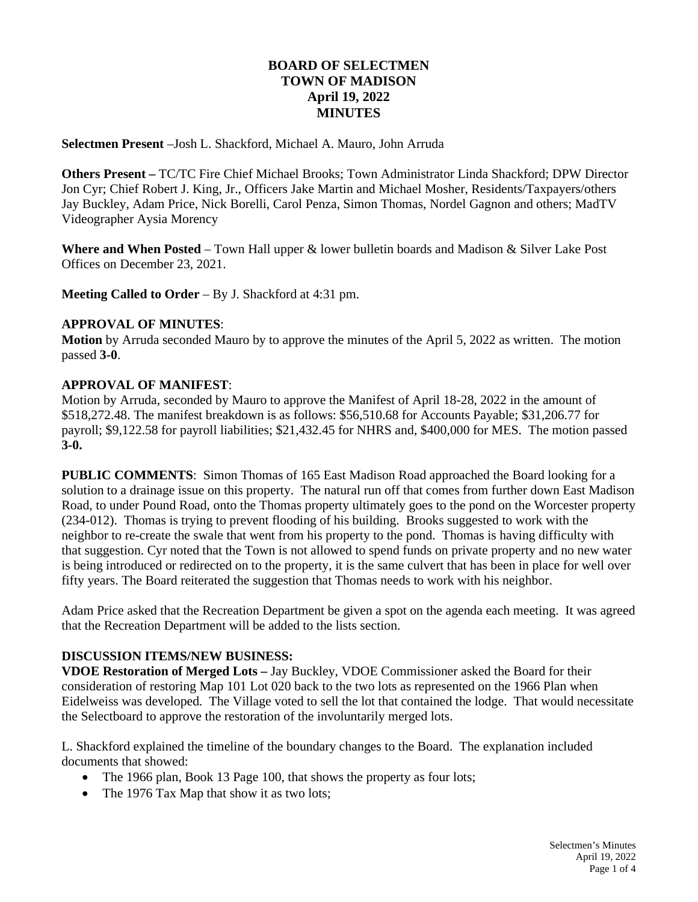# BOARD OF SELECTMEN
# TOWN OF MADISON
# April 19, 2022
# MINUTES

**Selectmen Present** –Josh L. Shackford, Michael A. Mauro, John Arruda

**Others Present –** TC/TC Fire Chief Michael Brooks; Town Administrator Linda Shackford; DPW Director Jon Cyr; Chief Robert J. King, Jr., Officers Jake Martin and Michael Mosher, Residents/Taxpayers/others Jay Buckley, Adam Price, Nick Borelli, Carol Penza, Simon Thomas, Nordel Gagnon and others; MadTV Videographer Aysia Morency

**Where and When Posted** – Town Hall upper & lower bulletin boards and Madison & Silver Lake Post Offices on December 23, 2021.

**Meeting Called to Order** – By J. Shackford at 4:31 pm.

**APPROVAL OF MINUTES**:
**Motion** by Arruda seconded Mauro by to approve the minutes of the April 5, 2022 as written. The motion passed **3-0**.

**APPROVAL OF MANIFEST**:
Motion by Arruda, seconded by Mauro to approve the Manifest of April 18-28, 2022 in the amount of $518,272.48. The manifest breakdown is as follows: $56,510.68 for Accounts Payable; $31,206.77 for payroll; $9,122.58 for payroll liabilities; $21,432.45 for NHRS and, $400,000 for MES. The motion passed **3-0.**

**PUBLIC COMMENTS**: Simon Thomas of 165 East Madison Road approached the Board looking for a solution to a drainage issue on this property. The natural run off that comes from further down East Madison Road, to under Pound Road, onto the Thomas property ultimately goes to the pond on the Worcester property (234-012). Thomas is trying to prevent flooding of his building. Brooks suggested to work with the neighbor to re-create the swale that went from his property to the pond. Thomas is having difficulty with that suggestion. Cyr noted that the Town is not allowed to spend funds on private property and no new water is being introduced or redirected on to the property, it is the same culvert that has been in place for well over fifty years. The Board reiterated the suggestion that Thomas needs to work with his neighbor.

Adam Price asked that the Recreation Department be given a spot on the agenda each meeting. It was agreed that the Recreation Department will be added to the lists section.

**DISCUSSION ITEMS/NEW BUSINESS:**
**VDOE Restoration of Merged Lots –** Jay Buckley, VDOE Commissioner asked the Board for their consideration of restoring Map 101 Lot 020 back to the two lots as represented on the 1966 Plan when Eidelweiss was developed. The Village voted to sell the lot that contained the lodge. That would necessitate the Selectboard to approve the restoration of the involuntarily merged lots.

L. Shackford explained the timeline of the boundary changes to the Board. The explanation included documents that showed:

- The 1966 plan, Book 13 Page 100, that shows the property as four lots;
- The 1976 Tax Map that show it as two lots;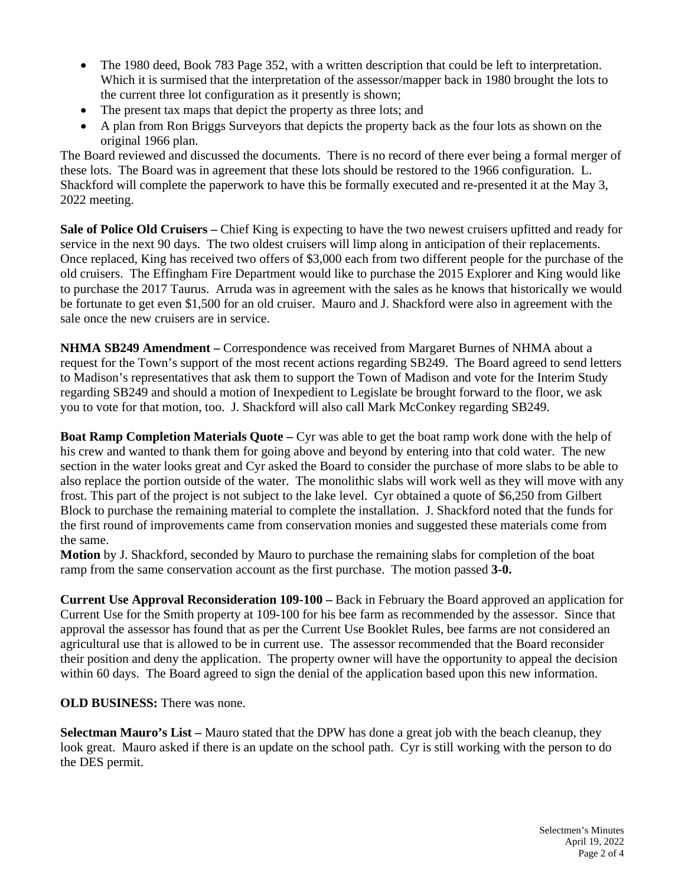- The 1980 deed, Book 783 Page 352, with a written description that could be left to interpretation. Which it is surmised that the interpretation of the assessor/mapper back in 1980 brought the lots to the current three lot configuration as it presently is shown;
- The present tax maps that depict the property as three lots; and
- A plan from Ron Briggs Surveyors that depicts the property back as the four lots as shown on the original 1966 plan.

The Board reviewed and discussed the documents. There is no record of there ever being a formal merger of these lots. The Board was in agreement that these lots should be restored to the 1966 configuration. L. Shackford will complete the paperwork to have this be formally executed and re-presented it at the May 3, 2022 meeting.

**Sale of Police Old Cruisers –** Chief King is expecting to have the two newest cruisers upfitted and ready for service in the next 90 days. The two oldest cruisers will limp along in anticipation of their replacements. Once replaced, King has received two offers of $3,000 each from two different people for the purchase of the old cruisers. The Effingham Fire Department would like to purchase the 2015 Explorer and King would like to purchase the 2017 Taurus. Arruda was in agreement with the sales as he knows that historically we would be fortunate to get even $1,500 for an old cruiser. Mauro and J. Shackford were also in agreement with the sale once the new cruisers are in service.

**NHMA SB249 Amendment –** Correspondence was received from Margaret Burnes of NHMA about a request for the Town's support of the most recent actions regarding SB249. The Board agreed to send letters to Madison's representatives that ask them to support the Town of Madison and vote for the Interim Study regarding SB249 and should a motion of Inexpedient to Legislate be brought forward to the floor, we ask you to vote for that motion, too. J. Shackford will also call Mark McConkey regarding SB249.

**Boat Ramp Completion Materials Quote –** Cyr was able to get the boat ramp work done with the help of his crew and wanted to thank them for going above and beyond by entering into that cold water. The new section in the water looks great and Cyr asked the Board to consider the purchase of more slabs to be able to also replace the portion outside of the water. The monolithic slabs will work well as they will move with any frost. This part of the project is not subject to the lake level. Cyr obtained a quote of $6,250 from Gilbert Block to purchase the remaining material to complete the installation. J. Shackford noted that the funds for the first round of improvements came from conservation monies and suggested these materials come from the same.

**Motion** by J. Shackford, seconded by Mauro to purchase the remaining slabs for completion of the boat ramp from the same conservation account as the first purchase. The motion passed **3-0.**

**Current Use Approval Reconsideration 109-100 –** Back in February the Board approved an application for Current Use for the Smith property at 109-100 for his bee farm as recommended by the assessor. Since that approval the assessor has found that as per the Current Use Booklet Rules, bee farms are not considered an agricultural use that is allowed to be in current use. The assessor recommended that the Board reconsider their position and deny the application. The property owner will have the opportunity to appeal the decision within 60 days. The Board agreed to sign the denial of the application based upon this new information.

**OLD BUSINESS:** There was none.

**Selectman Mauro's List –** Mauro stated that the DPW has done a great job with the beach cleanup, they look great. Mauro asked if there is an update on the school path. Cyr is still working with the person to do the DES permit.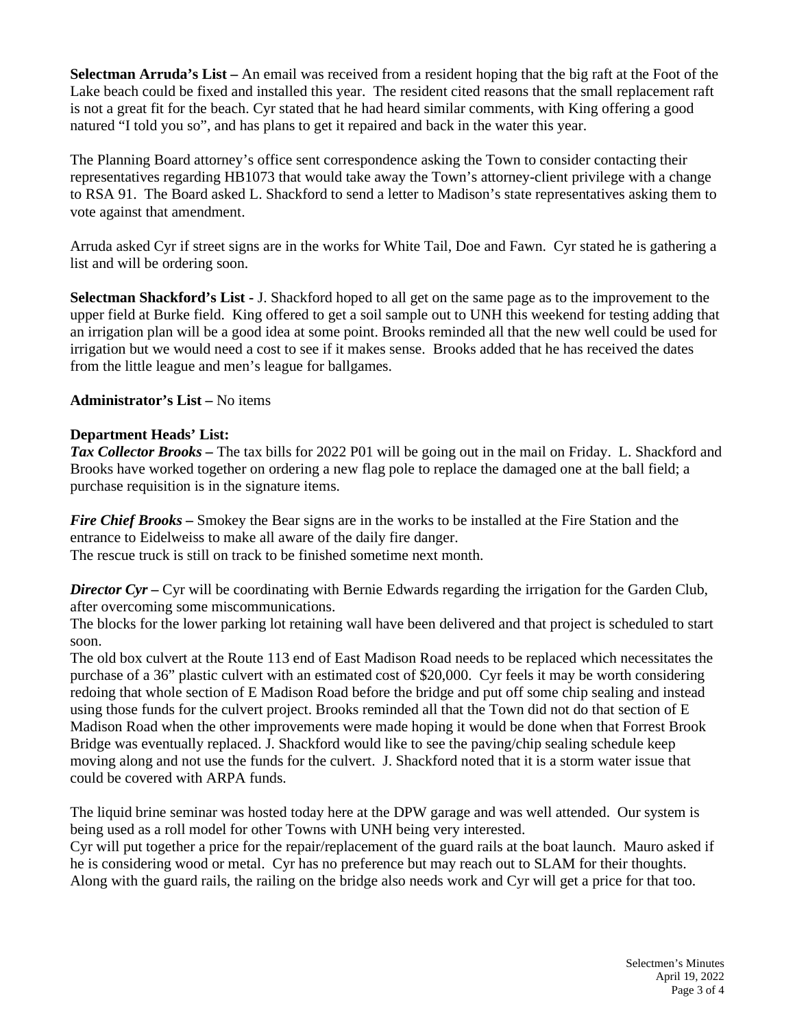**Selectman Arruda's List –** An email was received from a resident hoping that the big raft at the Foot of the Lake beach could be fixed and installed this year. The resident cited reasons that the small replacement raft is not a great fit for the beach. Cyr stated that he had heard similar comments, with King offering a good natured "I told you so", and has plans to get it repaired and back in the water this year.

The Planning Board attorney's office sent correspondence asking the Town to consider contacting their representatives regarding HB1073 that would take away the Town's attorney-client privilege with a change to RSA 91. The Board asked L. Shackford to send a letter to Madison's state representatives asking them to vote against that amendment.

Arruda asked Cyr if street signs are in the works for White Tail, Doe and Fawn. Cyr stated he is gathering a list and will be ordering soon.

**Selectman Shackford's List** - J. Shackford hoped to all get on the same page as to the improvement to the upper field at Burke field. King offered to get a soil sample out to UNH this weekend for testing adding that an irrigation plan will be a good idea at some point. Brooks reminded all that the new well could be used for irrigation but we would need a cost to see if it makes sense. Brooks added that he has received the dates from the little league and men's league for ballgames.

**Administrator's List –** No items

**Department Heads' List:**

***Tax Collector Brooks –*** The tax bills for 2022 P01 will be going out in the mail on Friday. L. Shackford and Brooks have worked together on ordering a new flag pole to replace the damaged one at the ball field; a purchase requisition is in the signature items.

***Fire Chief Brooks –*** Smokey the Bear signs are in the works to be installed at the Fire Station and the entrance to Eidelweiss to make all aware of the daily fire danger.
The rescue truck is still on track to be finished sometime next month.

***Director Cyr –*** Cyr will be coordinating with Bernie Edwards regarding the irrigation for the Garden Club, after overcoming some miscommunications.
The blocks for the lower parking lot retaining wall have been delivered and that project is scheduled to start soon.
The old box culvert at the Route 113 end of East Madison Road needs to be replaced which necessitates the purchase of a 36" plastic culvert with an estimated cost of $20,000. Cyr feels it may be worth considering redoing that whole section of E Madison Road before the bridge and put off some chip sealing and instead using those funds for the culvert project. Brooks reminded all that the Town did not do that section of E Madison Road when the other improvements were made hoping it would be done when that Forrest Brook Bridge was eventually replaced. J. Shackford would like to see the paving/chip sealing schedule keep moving along and not use the funds for the culvert. J. Shackford noted that it is a storm water issue that could be covered with ARPA funds.

The liquid brine seminar was hosted today here at the DPW garage and was well attended. Our system is being used as a roll model for other Towns with UNH being very interested.
Cyr will put together a price for the repair/replacement of the guard rails at the boat launch. Mauro asked if he is considering wood or metal. Cyr has no preference but may reach out to SLAM for their thoughts. Along with the guard rails, the railing on the bridge also needs work and Cyr will get a price for that too.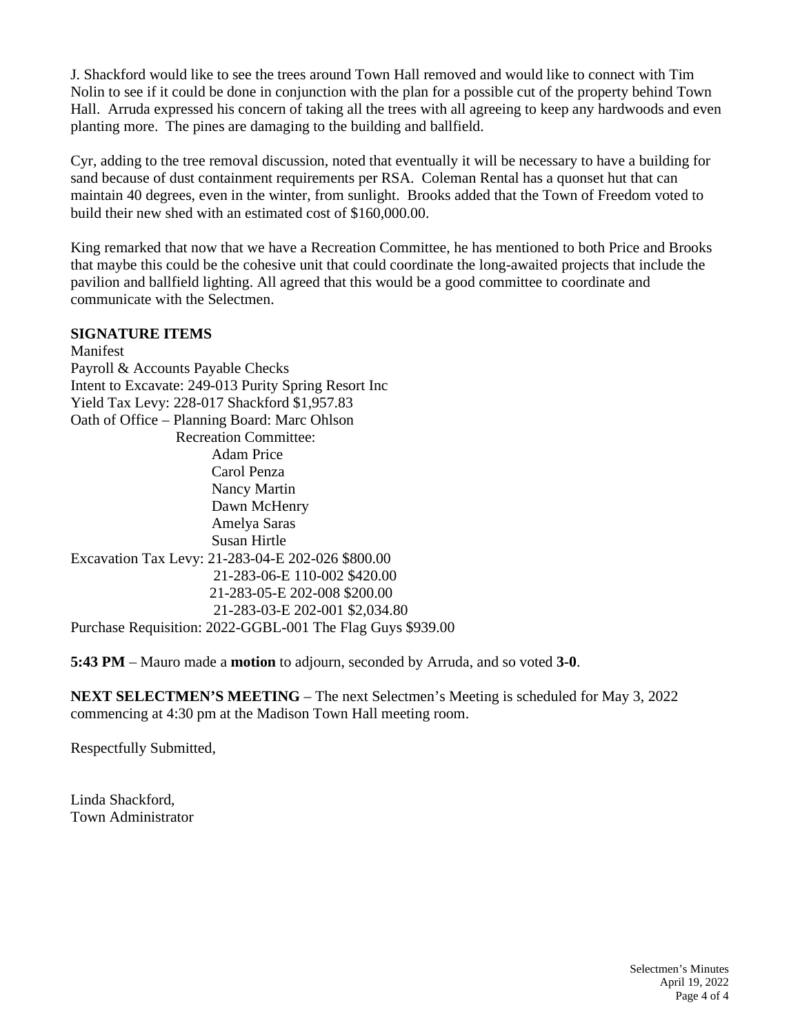J. Shackford would like to see the trees around Town Hall removed and would like to connect with Tim Nolin to see if it could be done in conjunction with the plan for a possible cut of the property behind Town Hall. Arruda expressed his concern of taking all the trees with all agreeing to keep any hardwoods and even planting more. The pines are damaging to the building and ballfield.

Cyr, adding to the tree removal discussion, noted that eventually it will be necessary to have a building for sand because of dust containment requirements per RSA. Coleman Rental has a quonset hut that can maintain 40 degrees, even in the winter, from sunlight. Brooks added that the Town of Freedom voted to build their new shed with an estimated cost of $160,000.00.

King remarked that now that we have a Recreation Committee, he has mentioned to both Price and Brooks that maybe this could be the cohesive unit that could coordinate the long-awaited projects that include the pavilion and ballfield lighting. All agreed that this would be a good committee to coordinate and communicate with the Selectmen.

**SIGNATURE ITEMS**

Manifest
Payroll & Accounts Payable Checks
Intent to Excavate: 249-013 Purity Spring Resort Inc
Yield Tax Levy: 228-017 Shackford $1,957.83
Oath of Office – Planning Board: Marc Ohlson
Recreation Committee:
Adam Price
Carol Penza
Nancy Martin
Dawn McHenry
Amelya Saras
Susan Hirtle
Excavation Tax Levy: 21-283-04-E 202-026 $800.00
21-283-06-E 110-002 $420.00
21-283-05-E 202-008 $200.00
21-283-03-E 202-001 $2,034.80
Purchase Requisition: 2022-GGBL-001 The Flag Guys $939.00

**5:43 PM** – Mauro made a **motion** to adjourn, seconded by Arruda, and so voted **3-0**.

**NEXT SELECTMEN'S MEETING** – The next Selectmen's Meeting is scheduled for May 3, 2022 commencing at 4:30 pm at the Madison Town Hall meeting room.

Respectfully Submitted,

Linda Shackford,
Town Administrator